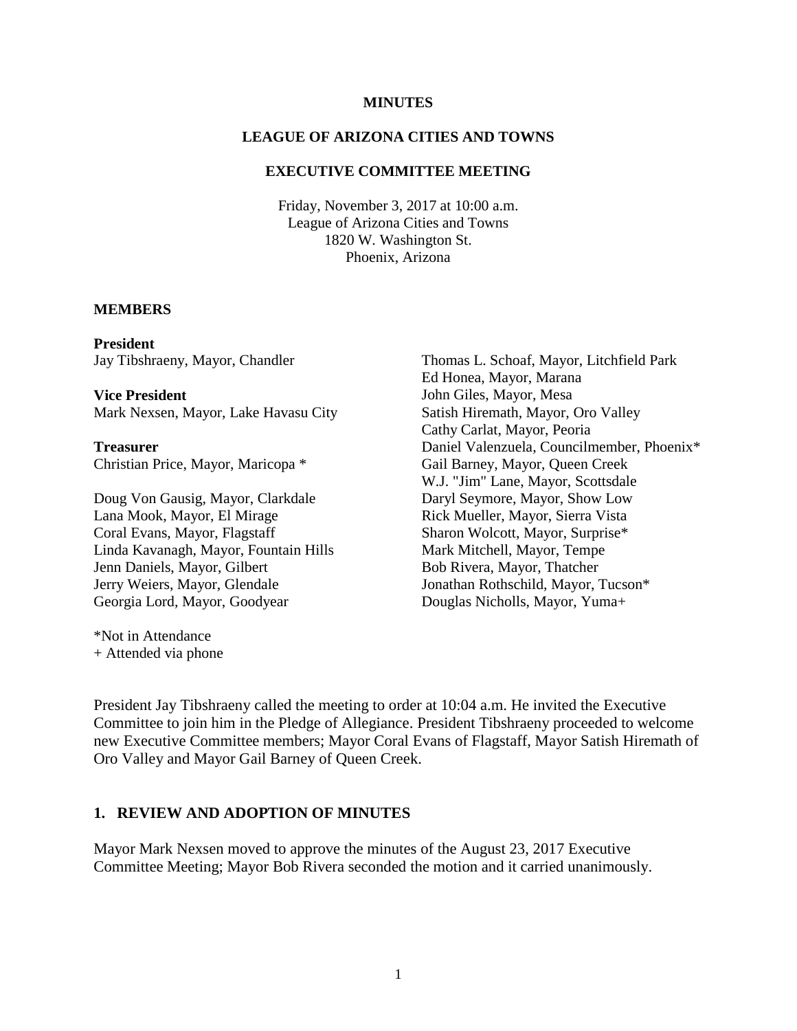**MINUTES**

**LEAGUE OF ARIZONA CITIES AND TOWNS**

**EXECUTIVE COMMITTEE MEETING**

Friday, November 3, 2017 at 10:00 a.m.
League of Arizona Cities and Towns
1820 W. Washington St.
Phoenix, Arizona

**MEMBERS**

**President**
Jay Tibshraeny, Mayor, Chandler

**Vice President**
Mark Nexsen, Mayor, Lake Havasu City

**Treasurer**
Christian Price, Mayor, Maricopa *

Doug Von Gausig, Mayor, Clarkdale
Lana Mook, Mayor, El Mirage
Coral Evans, Mayor, Flagstaff
Linda Kavanagh, Mayor, Fountain Hills
Jenn Daniels, Mayor, Gilbert
Jerry Weiers, Mayor, Glendale
Georgia Lord, Mayor, Goodyear
Thomas L. Schoaf, Mayor, Litchfield Park
Ed Honea, Mayor, Marana
John Giles, Mayor, Mesa
Satish Hiremath, Mayor, Oro Valley
Cathy Carlat, Mayor, Peoria
Daniel Valenzuela, Councilmember, Phoenix*
Gail Barney, Mayor, Queen Creek
W.J. "Jim" Lane, Mayor, Scottsdale
Daryl Seymore, Mayor, Show Low
Rick Mueller, Mayor, Sierra Vista
Sharon Wolcott, Mayor, Surprise*
Mark Mitchell, Mayor, Tempe
Bob Rivera, Mayor, Thatcher
Jonathan Rothschild, Mayor, Tucson*
Douglas Nicholls, Mayor, Yuma+

*Not in Attendance
+ Attended via phone

President Jay Tibshraeny called the meeting to order at 10:04 a.m. He invited the Executive Committee to join him in the Pledge of Allegiance. President Tibshraeny proceeded to welcome new Executive Committee members; Mayor Coral Evans of Flagstaff, Mayor Satish Hiremath of Oro Valley and Mayor Gail Barney of Queen Creek.

## 1. REVIEW AND ADOPTION OF MINUTES

Mayor Mark Nexsen moved to approve the minutes of the August 23, 2017 Executive Committee Meeting; Mayor Bob Rivera seconded the motion and it carried unanimously.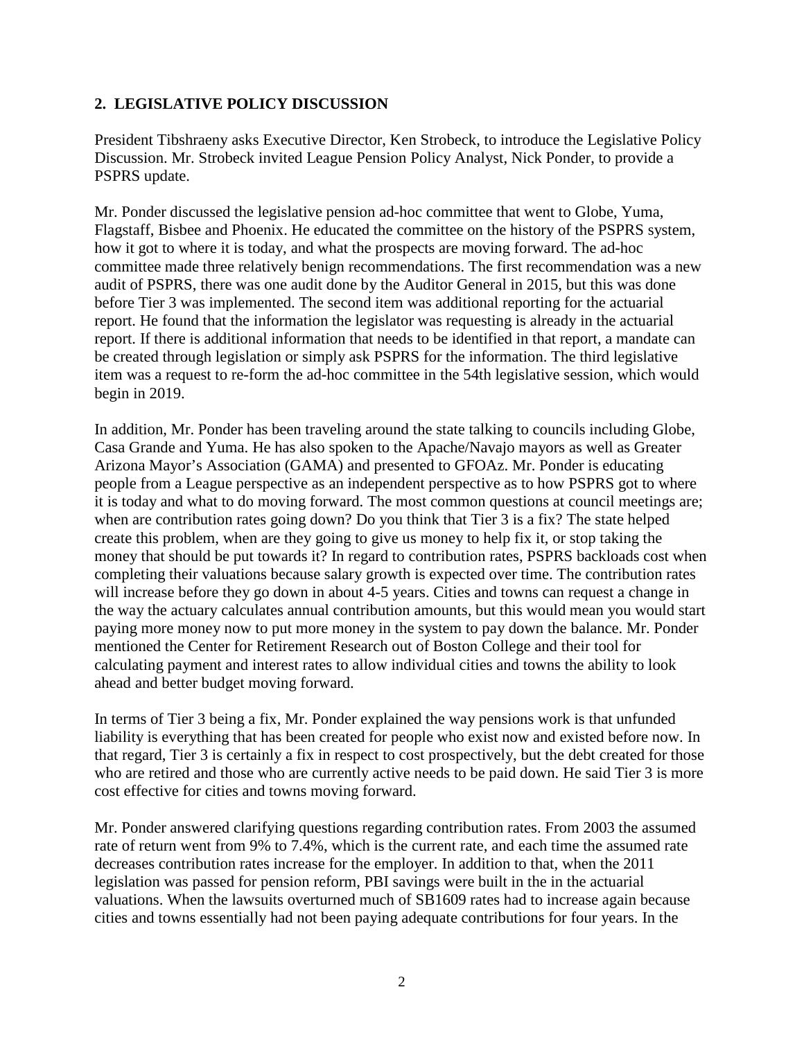## 2. LEGISLATIVE POLICY DISCUSSION

President Tibshraeny asks Executive Director, Ken Strobeck, to introduce the Legislative Policy Discussion. Mr. Strobeck invited League Pension Policy Analyst, Nick Ponder, to provide a PSPRS update.

Mr. Ponder discussed the legislative pension ad-hoc committee that went to Globe, Yuma, Flagstaff, Bisbee and Phoenix. He educated the committee on the history of the PSPRS system, how it got to where it is today, and what the prospects are moving forward. The ad-hoc committee made three relatively benign recommendations. The first recommendation was a new audit of PSPRS, there was one audit done by the Auditor General in 2015, but this was done before Tier 3 was implemented. The second item was additional reporting for the actuarial report. He found that the information the legislator was requesting is already in the actuarial report. If there is additional information that needs to be identified in that report, a mandate can be created through legislation or simply ask PSPRS for the information. The third legislative item was a request to re-form the ad-hoc committee in the 54th legislative session, which would begin in 2019.

In addition, Mr. Ponder has been traveling around the state talking to councils including Globe, Casa Grande and Yuma. He has also spoken to the Apache/Navajo mayors as well as Greater Arizona Mayor's Association (GAMA) and presented to GFOAz. Mr. Ponder is educating people from a League perspective as an independent perspective as to how PSPRS got to where it is today and what to do moving forward. The most common questions at council meetings are; when are contribution rates going down? Do you think that Tier 3 is a fix? The state helped create this problem, when are they going to give us money to help fix it, or stop taking the money that should be put towards it? In regard to contribution rates, PSPRS backloads cost when completing their valuations because salary growth is expected over time. The contribution rates will increase before they go down in about 4-5 years. Cities and towns can request a change in the way the actuary calculates annual contribution amounts, but this would mean you would start paying more money now to put more money in the system to pay down the balance. Mr. Ponder mentioned the Center for Retirement Research out of Boston College and their tool for calculating payment and interest rates to allow individual cities and towns the ability to look ahead and better budget moving forward.

In terms of Tier 3 being a fix, Mr. Ponder explained the way pensions work is that unfunded liability is everything that has been created for people who exist now and existed before now. In that regard, Tier 3 is certainly a fix in respect to cost prospectively, but the debt created for those who are retired and those who are currently active needs to be paid down. He said Tier 3 is more cost effective for cities and towns moving forward.

Mr. Ponder answered clarifying questions regarding contribution rates. From 2003 the assumed rate of return went from 9% to 7.4%, which is the current rate, and each time the assumed rate decreases contribution rates increase for the employer. In addition to that, when the 2011 legislation was passed for pension reform, PBI savings were built in the in the actuarial valuations. When the lawsuits overturned much of SB1609 rates had to increase again because cities and towns essentially had not been paying adequate contributions for four years. In the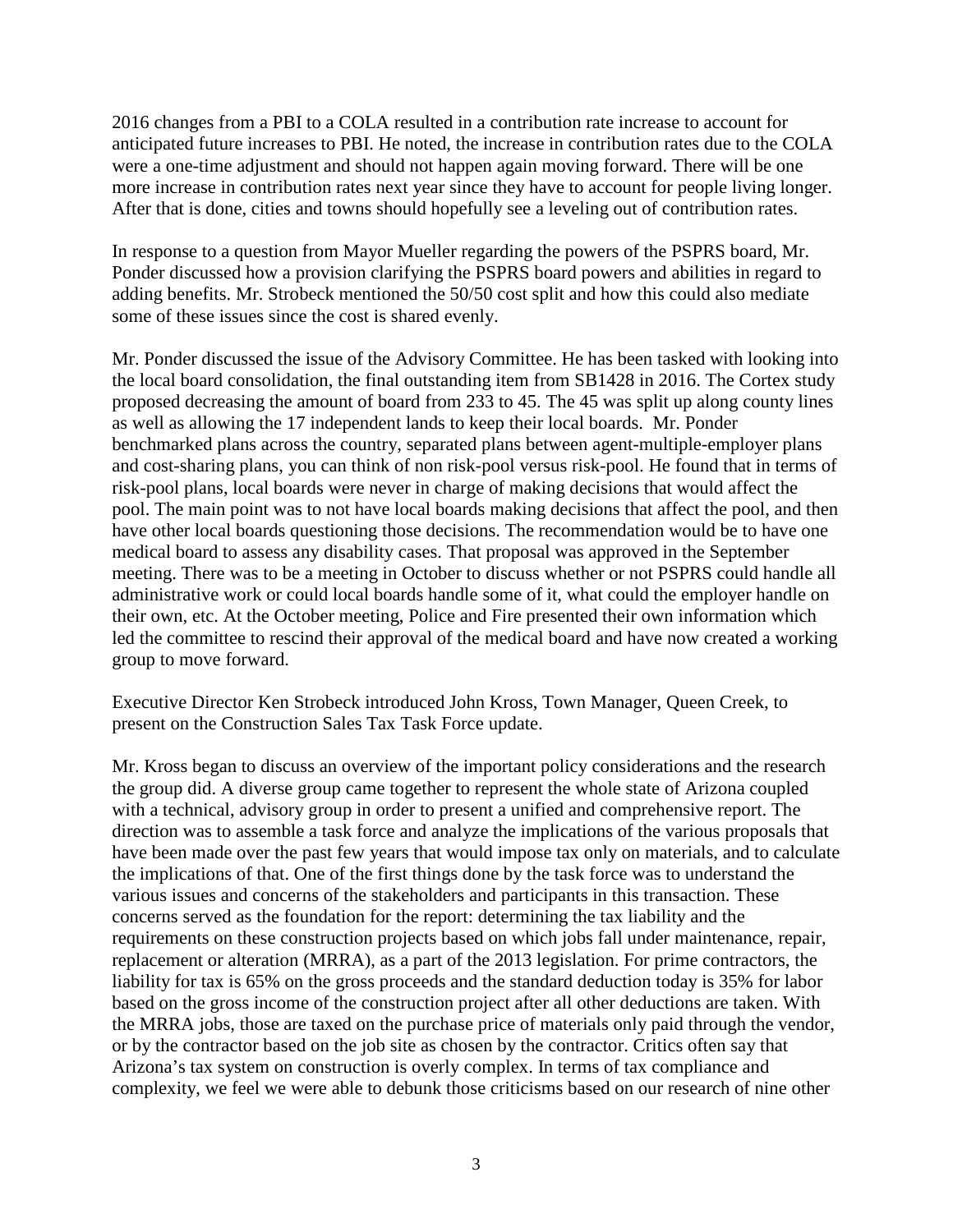2016 changes from a PBI to a COLA resulted in a contribution rate increase to account for anticipated future increases to PBI. He noted, the increase in contribution rates due to the COLA were a one-time adjustment and should not happen again moving forward. There will be one more increase in contribution rates next year since they have to account for people living longer. After that is done, cities and towns should hopefully see a leveling out of contribution rates.

In response to a question from Mayor Mueller regarding the powers of the PSPRS board, Mr. Ponder discussed how a provision clarifying the PSPRS board powers and abilities in regard to adding benefits. Mr. Strobeck mentioned the 50/50 cost split and how this could also mediate some of these issues since the cost is shared evenly.

Mr. Ponder discussed the issue of the Advisory Committee. He has been tasked with looking into the local board consolidation, the final outstanding item from SB1428 in 2016. The Cortex study proposed decreasing the amount of board from 233 to 45. The 45 was split up along county lines as well as allowing the 17 independent lands to keep their local boards. Mr. Ponder benchmarked plans across the country, separated plans between agent-multiple-employer plans and cost-sharing plans, you can think of non risk-pool versus risk-pool. He found that in terms of risk-pool plans, local boards were never in charge of making decisions that would affect the pool. The main point was to not have local boards making decisions that affect the pool, and then have other local boards questioning those decisions. The recommendation would be to have one medical board to assess any disability cases. That proposal was approved in the September meeting. There was to be a meeting in October to discuss whether or not PSPRS could handle all administrative work or could local boards handle some of it, what could the employer handle on their own, etc. At the October meeting, Police and Fire presented their own information which led the committee to rescind their approval of the medical board and have now created a working group to move forward.

Executive Director Ken Strobeck introduced John Kross, Town Manager, Queen Creek, to present on the Construction Sales Tax Task Force update.

Mr. Kross began to discuss an overview of the important policy considerations and the research the group did. A diverse group came together to represent the whole state of Arizona coupled with a technical, advisory group in order to present a unified and comprehensive report. The direction was to assemble a task force and analyze the implications of the various proposals that have been made over the past few years that would impose tax only on materials, and to calculate the implications of that. One of the first things done by the task force was to understand the various issues and concerns of the stakeholders and participants in this transaction. These concerns served as the foundation for the report: determining the tax liability and the requirements on these construction projects based on which jobs fall under maintenance, repair, replacement or alteration (MRRA), as a part of the 2013 legislation. For prime contractors, the liability for tax is 65% on the gross proceeds and the standard deduction today is 35% for labor based on the gross income of the construction project after all other deductions are taken. With the MRRA jobs, those are taxed on the purchase price of materials only paid through the vendor, or by the contractor based on the job site as chosen by the contractor. Critics often say that Arizona's tax system on construction is overly complex. In terms of tax compliance and complexity, we feel we were able to debunk those criticisms based on our research of nine other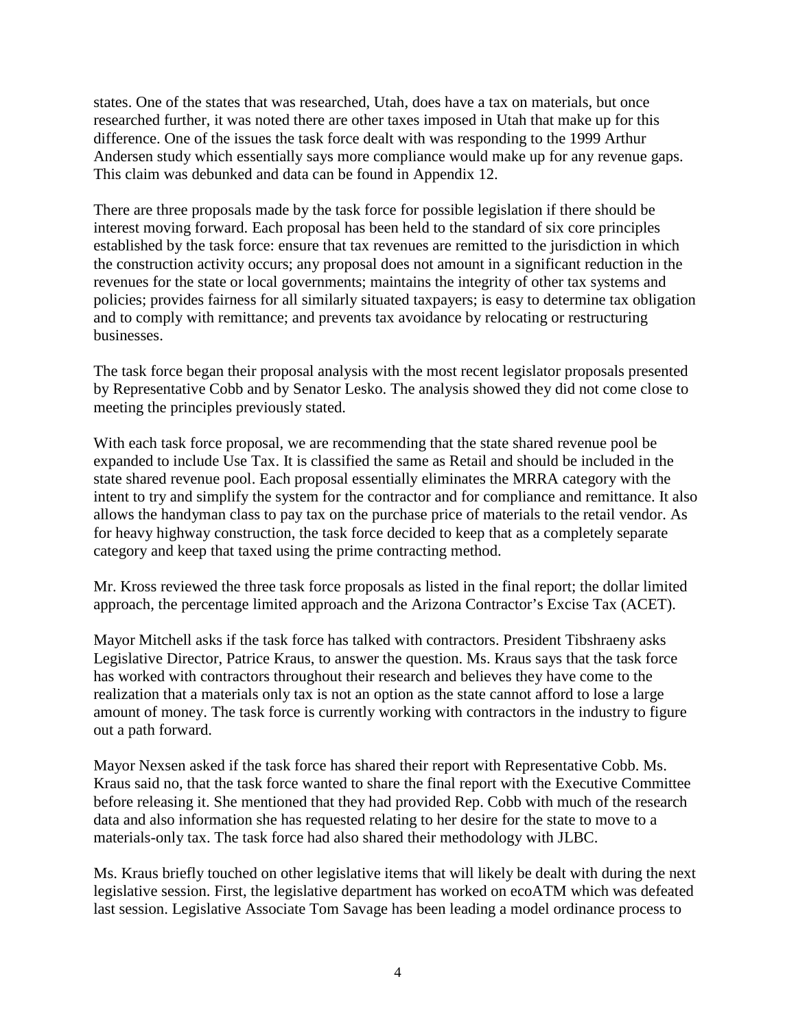states. One of the states that was researched, Utah, does have a tax on materials, but once researched further, it was noted there are other taxes imposed in Utah that make up for this difference. One of the issues the task force dealt with was responding to the 1999 Arthur Andersen study which essentially says more compliance would make up for any revenue gaps. This claim was debunked and data can be found in Appendix 12.

There are three proposals made by the task force for possible legislation if there should be interest moving forward. Each proposal has been held to the standard of six core principles established by the task force: ensure that tax revenues are remitted to the jurisdiction in which the construction activity occurs; any proposal does not amount in a significant reduction in the revenues for the state or local governments; maintains the integrity of other tax systems and policies; provides fairness for all similarly situated taxpayers; is easy to determine tax obligation and to comply with remittance; and prevents tax avoidance by relocating or restructuring businesses.

The task force began their proposal analysis with the most recent legislator proposals presented by Representative Cobb and by Senator Lesko. The analysis showed they did not come close to meeting the principles previously stated.

With each task force proposal, we are recommending that the state shared revenue pool be expanded to include Use Tax. It is classified the same as Retail and should be included in the state shared revenue pool. Each proposal essentially eliminates the MRRA category with the intent to try and simplify the system for the contractor and for compliance and remittance. It also allows the handyman class to pay tax on the purchase price of materials to the retail vendor. As for heavy highway construction, the task force decided to keep that as a completely separate category and keep that taxed using the prime contracting method.

Mr. Kross reviewed the three task force proposals as listed in the final report; the dollar limited approach, the percentage limited approach and the Arizona Contractor's Excise Tax (ACET).

Mayor Mitchell asks if the task force has talked with contractors. President Tibshraeny asks Legislative Director, Patrice Kraus, to answer the question. Ms. Kraus says that the task force has worked with contractors throughout their research and believes they have come to the realization that a materials only tax is not an option as the state cannot afford to lose a large amount of money. The task force is currently working with contractors in the industry to figure out a path forward.

Mayor Nexsen asked if the task force has shared their report with Representative Cobb. Ms. Kraus said no, that the task force wanted to share the final report with the Executive Committee before releasing it. She mentioned that they had provided Rep. Cobb with much of the research data and also information she has requested relating to her desire for the state to move to a materials-only tax. The task force had also shared their methodology with JLBC.

Ms. Kraus briefly touched on other legislative items that will likely be dealt with during the next legislative session. First, the legislative department has worked on ecoATM which was defeated last session. Legislative Associate Tom Savage has been leading a model ordinance process to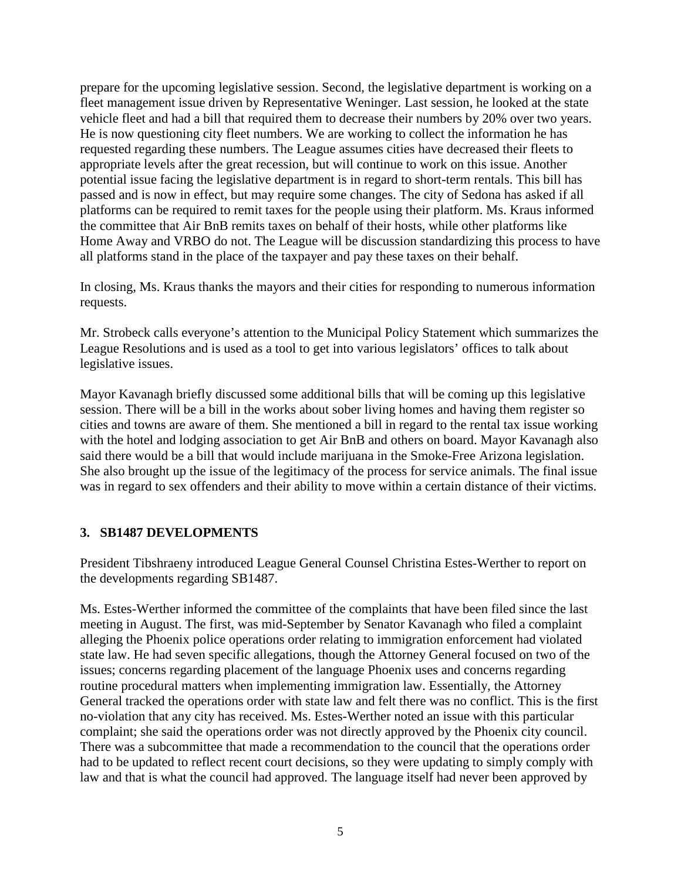prepare for the upcoming legislative session. Second, the legislative department is working on a fleet management issue driven by Representative Weninger. Last session, he looked at the state vehicle fleet and had a bill that required them to decrease their numbers by 20% over two years. He is now questioning city fleet numbers. We are working to collect the information he has requested regarding these numbers. The League assumes cities have decreased their fleets to appropriate levels after the great recession, but will continue to work on this issue. Another potential issue facing the legislative department is in regard to short-term rentals. This bill has passed and is now in effect, but may require some changes. The city of Sedona has asked if all platforms can be required to remit taxes for the people using their platform. Ms. Kraus informed the committee that Air BnB remits taxes on behalf of their hosts, while other platforms like Home Away and VRBO do not. The League will be discussion standardizing this process to have all platforms stand in the place of the taxpayer and pay these taxes on their behalf.

In closing, Ms. Kraus thanks the mayors and their cities for responding to numerous information requests.

Mr. Strobeck calls everyone's attention to the Municipal Policy Statement which summarizes the League Resolutions and is used as a tool to get into various legislators' offices to talk about legislative issues.

Mayor Kavanagh briefly discussed some additional bills that will be coming up this legislative session. There will be a bill in the works about sober living homes and having them register so cities and towns are aware of them. She mentioned a bill in regard to the rental tax issue working with the hotel and lodging association to get Air BnB and others on board. Mayor Kavanagh also said there would be a bill that would include marijuana in the Smoke-Free Arizona legislation. She also brought up the issue of the legitimacy of the process for service animals. The final issue was in regard to sex offenders and their ability to move within a certain distance of their victims.

### 3. SB1487 DEVELOPMENTS

President Tibshraeny introduced League General Counsel Christina Estes-Werther to report on the developments regarding SB1487.

Ms. Estes-Werther informed the committee of the complaints that have been filed since the last meeting in August. The first, was mid-September by Senator Kavanagh who filed a complaint alleging the Phoenix police operations order relating to immigration enforcement had violated state law. He had seven specific allegations, though the Attorney General focused on two of the issues; concerns regarding placement of the language Phoenix uses and concerns regarding routine procedural matters when implementing immigration law. Essentially, the Attorney General tracked the operations order with state law and felt there was no conflict. This is the first no-violation that any city has received. Ms. Estes-Werther noted an issue with this particular complaint; she said the operations order was not directly approved by the Phoenix city council. There was a subcommittee that made a recommendation to the council that the operations order had to be updated to reflect recent court decisions, so they were updating to simply comply with law and that is what the council had approved. The language itself had never been approved by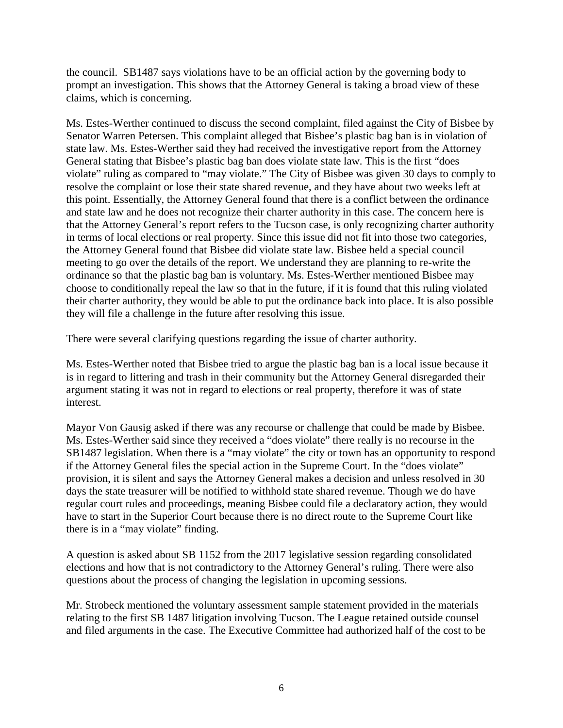the council. SB1487 says violations have to be an official action by the governing body to prompt an investigation. This shows that the Attorney General is taking a broad view of these claims, which is concerning.

Ms. Estes-Werther continued to discuss the second complaint, filed against the City of Bisbee by Senator Warren Petersen. This complaint alleged that Bisbee's plastic bag ban is in violation of state law. Ms. Estes-Werther said they had received the investigative report from the Attorney General stating that Bisbee's plastic bag ban does violate state law. This is the first "does violate" ruling as compared to "may violate." The City of Bisbee was given 30 days to comply to resolve the complaint or lose their state shared revenue, and they have about two weeks left at this point. Essentially, the Attorney General found that there is a conflict between the ordinance and state law and he does not recognize their charter authority in this case. The concern here is that the Attorney General's report refers to the Tucson case, is only recognizing charter authority in terms of local elections or real property. Since this issue did not fit into those two categories, the Attorney General found that Bisbee did violate state law. Bisbee held a special council meeting to go over the details of the report. We understand they are planning to re-write the ordinance so that the plastic bag ban is voluntary. Ms. Estes-Werther mentioned Bisbee may choose to conditionally repeal the law so that in the future, if it is found that this ruling violated their charter authority, they would be able to put the ordinance back into place. It is also possible they will file a challenge in the future after resolving this issue.

There were several clarifying questions regarding the issue of charter authority.

Ms. Estes-Werther noted that Bisbee tried to argue the plastic bag ban is a local issue because it is in regard to littering and trash in their community but the Attorney General disregarded their argument stating it was not in regard to elections or real property, therefore it was of state interest.

Mayor Von Gausig asked if there was any recourse or challenge that could be made by Bisbee. Ms. Estes-Werther said since they received a "does violate" there really is no recourse in the SB1487 legislation. When there is a "may violate" the city or town has an opportunity to respond if the Attorney General files the special action in the Supreme Court. In the "does violate" provision, it is silent and says the Attorney General makes a decision and unless resolved in 30 days the state treasurer will be notified to withhold state shared revenue. Though we do have regular court rules and proceedings, meaning Bisbee could file a declaratory action, they would have to start in the Superior Court because there is no direct route to the Supreme Court like there is in a "may violate" finding.

A question is asked about SB 1152 from the 2017 legislative session regarding consolidated elections and how that is not contradictory to the Attorney General's ruling. There were also questions about the process of changing the legislation in upcoming sessions.

Mr. Strobeck mentioned the voluntary assessment sample statement provided in the materials relating to the first SB 1487 litigation involving Tucson. The League retained outside counsel and filed arguments in the case. The Executive Committee had authorized half of the cost to be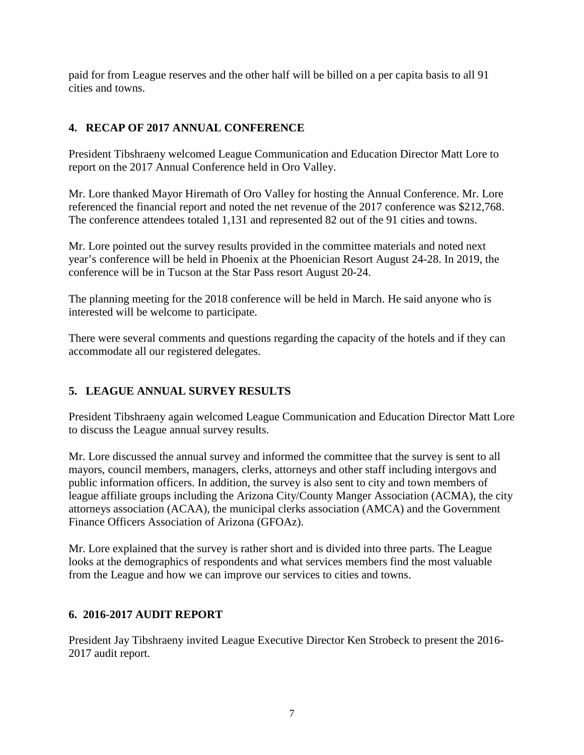paid for from League reserves and the other half will be billed on a per capita basis to all 91 cities and towns.

## 4. RECAP OF 2017 ANNUAL CONFERENCE

President Tibshraeny welcomed League Communication and Education Director Matt Lore to report on the 2017 Annual Conference held in Oro Valley.

Mr. Lore thanked Mayor Hiremath of Oro Valley for hosting the Annual Conference. Mr. Lore referenced the financial report and noted the net revenue of the 2017 conference was $212,768. The conference attendees totaled 1,131 and represented 82 out of the 91 cities and towns.

Mr. Lore pointed out the survey results provided in the committee materials and noted next year's conference will be held in Phoenix at the Phoenician Resort August 24-28. In 2019, the conference will be in Tucson at the Star Pass resort August 20-24.

The planning meeting for the 2018 conference will be held in March. He said anyone who is interested will be welcome to participate.

There were several comments and questions regarding the capacity of the hotels and if they can accommodate all our registered delegates.

## 5. LEAGUE ANNUAL SURVEY RESULTS

President Tibshraeny again welcomed League Communication and Education Director Matt Lore to discuss the League annual survey results.

Mr. Lore discussed the annual survey and informed the committee that the survey is sent to all mayors, council members, managers, clerks, attorneys and other staff including intergovs and public information officers. In addition, the survey is also sent to city and town members of league affiliate groups including the Arizona City/County Manger Association (ACMA), the city attorneys association (ACAA), the municipal clerks association (AMCA) and the Government Finance Officers Association of Arizona (GFOAz).

Mr. Lore explained that the survey is rather short and is divided into three parts. The League looks at the demographics of respondents and what services members find the most valuable from the League and how we can improve our services to cities and towns.

## 6. 2016-2017 AUDIT REPORT

President Jay Tibshraeny invited League Executive Director Ken Strobeck to present the 2016-2017 audit report.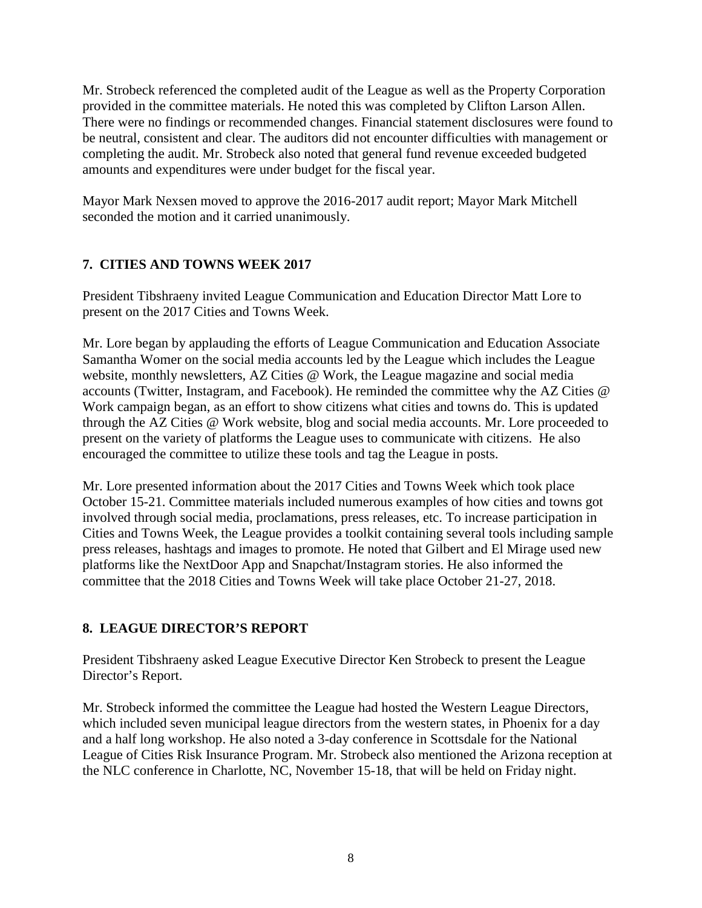Mr. Strobeck referenced the completed audit of the League as well as the Property Corporation provided in the committee materials. He noted this was completed by Clifton Larson Allen. There were no findings or recommended changes. Financial statement disclosures were found to be neutral, consistent and clear. The auditors did not encounter difficulties with management or completing the audit. Mr. Strobeck also noted that general fund revenue exceeded budgeted amounts and expenditures were under budget for the fiscal year.

Mayor Mark Nexsen moved to approve the 2016-2017 audit report; Mayor Mark Mitchell seconded the motion and it carried unanimously.

## 7. CITIES AND TOWNS WEEK 2017

President Tibshraeny invited League Communication and Education Director Matt Lore to present on the 2017 Cities and Towns Week.

Mr. Lore began by applauding the efforts of League Communication and Education Associate Samantha Womer on the social media accounts led by the League which includes the League website, monthly newsletters, AZ Cities @ Work, the League magazine and social media accounts (Twitter, Instagram, and Facebook). He reminded the committee why the AZ Cities @ Work campaign began, as an effort to show citizens what cities and towns do. This is updated through the AZ Cities @ Work website, blog and social media accounts. Mr. Lore proceeded to present on the variety of platforms the League uses to communicate with citizens. He also encouraged the committee to utilize these tools and tag the League in posts.

Mr. Lore presented information about the 2017 Cities and Towns Week which took place October 15-21. Committee materials included numerous examples of how cities and towns got involved through social media, proclamations, press releases, etc. To increase participation in Cities and Towns Week, the League provides a toolkit containing several tools including sample press releases, hashtags and images to promote. He noted that Gilbert and El Mirage used new platforms like the NextDoor App and Snapchat/Instagram stories. He also informed the committee that the 2018 Cities and Towns Week will take place October 21-27, 2018.

## 8. LEAGUE DIRECTOR'S REPORT

President Tibshraeny asked League Executive Director Ken Strobeck to present the League Director's Report.

Mr. Strobeck informed the committee the League had hosted the Western League Directors, which included seven municipal league directors from the western states, in Phoenix for a day and a half long workshop. He also noted a 3-day conference in Scottsdale for the National League of Cities Risk Insurance Program. Mr. Strobeck also mentioned the Arizona reception at the NLC conference in Charlotte, NC, November 15-18, that will be held on Friday night.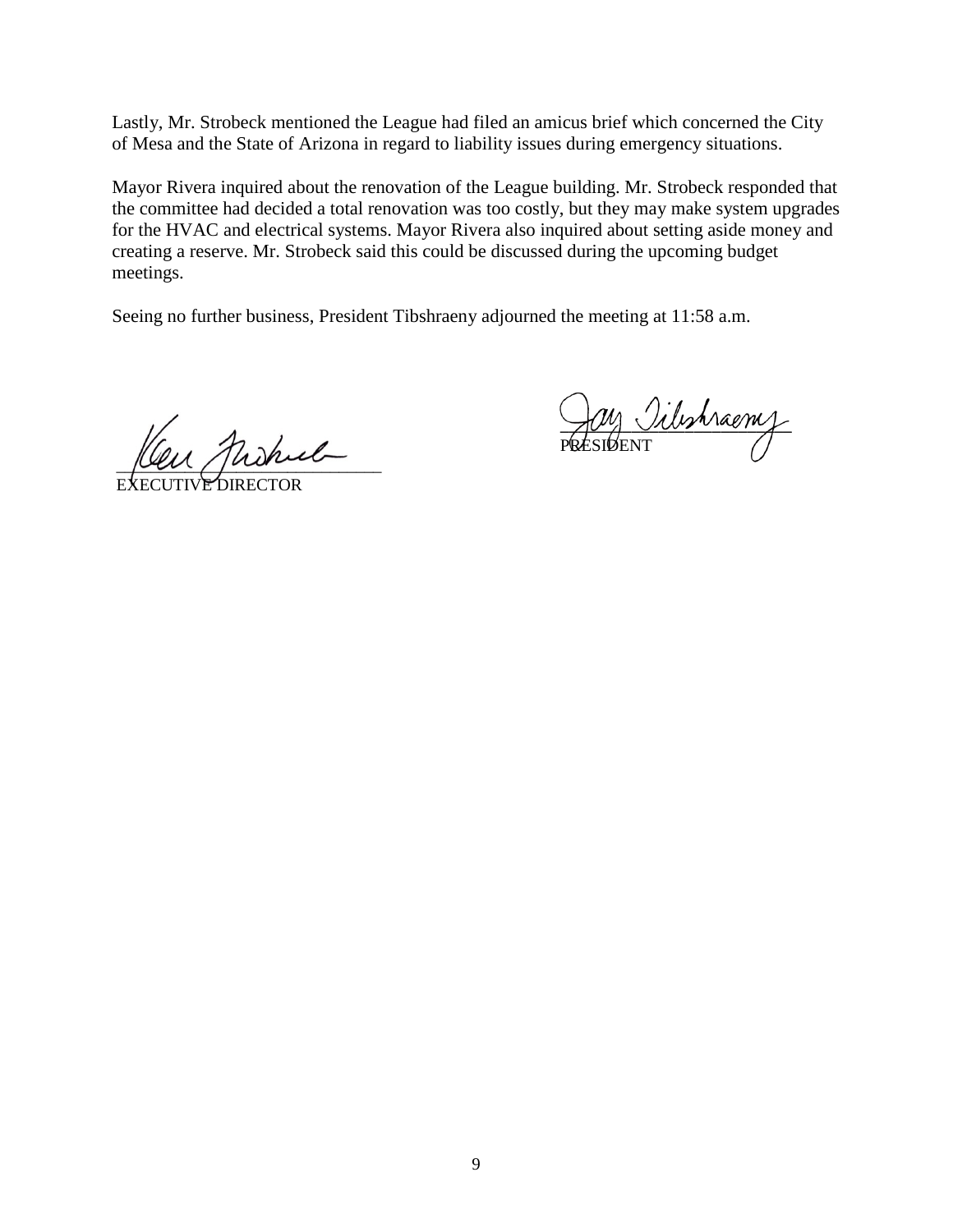Lastly, Mr. Strobeck mentioned the League had filed an amicus brief which concerned the City of Mesa and the State of Arizona in regard to liability issues during emergency situations.

Mayor Rivera inquired about the renovation of the League building. Mr. Strobeck responded that the committee had decided a total renovation was too costly, but they may make system upgrades for the HVAC and electrical systems. Mayor Rivera also inquired about setting aside money and creating a reserve. Mr. Strobeck said this could be discussed during the upcoming budget meetings.

Seeing no further business, President Tibshraeny adjourned the meeting at 11:58 a.m.

EXECUTIVE DIRECTOR

PRESIDENT